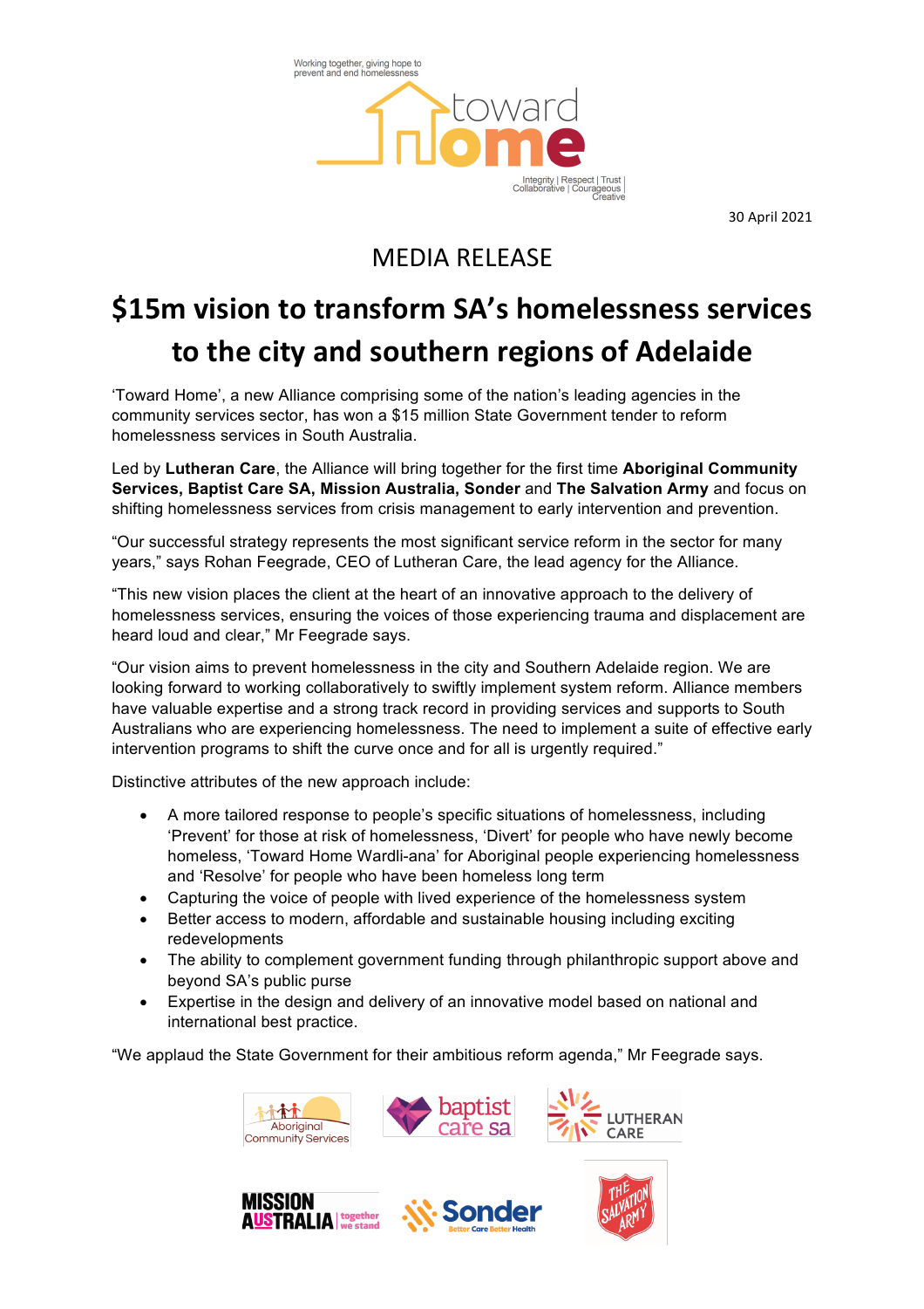Working together, giving hope to prevent and end homelessness

toward home

Integrity | Respect | Trust | Collaborative | Courageous | Creative

30 April 2021

# MEDIA RELEASE

# $15m vision to transform SA's homelessness services to the city and southern regions of Adelaide

'Toward Home', a new Alliance comprising some of the nation's leading agencies in the community services sector, has won a $15 million State Government tender to reform homelessness services in South Australia.

Led by **Lutheran Care**, the Alliance will bring together for the first time **Aboriginal Community Services, Baptist Care SA, Mission Australia, Sonder** and **The Salvation Army** and focus on shifting homelessness services from crisis management to early intervention and prevention.

"Our successful strategy represents the most significant service reform in the sector for many years," says Rohan Feegrade, CEO of Lutheran Care, the lead agency for the Alliance.

"This new vision places the client at the heart of an innovative approach to the delivery of homelessness services, ensuring the voices of those experiencing trauma and displacement are heard loud and clear," Mr Feegrade says.

"Our vision aims to prevent homelessness in the city and Southern Adelaide region. We are looking forward to working collaboratively to swiftly implement system reform. Alliance members have valuable expertise and a strong track record in providing services and supports to South Australians who are experiencing homelessness. The need to implement a suite of effective early intervention programs to shift the curve once and for all is urgently required."

Distinctive attributes of the new approach include:

- A more tailored response to people's specific situations of homelessness, including 'Prevent' for those at risk of homelessness, 'Divert' for people who have newly become homeless, 'Toward Home Wardli-ana' for Aboriginal people experiencing homelessness and 'Resolve' for people who have been homeless long term
- Capturing the voice of people with lived experience of the homelessness system
- Better access to modern, affordable and sustainable housing including exciting redevelopments
- The ability to complement government funding through philanthropic support above and beyond SA's public purse
- Expertise in the design and delivery of an innovative model based on national and international best practice.

"We applaud the State Government for their ambitious reform agenda," Mr Feegrade says.

Aboriginal Community Services | baptist care sa | LUTHERAN CARE

MISSION AUSTRALIA together we stand | Sonder Better Care Better Health | THE SALVATION ARMY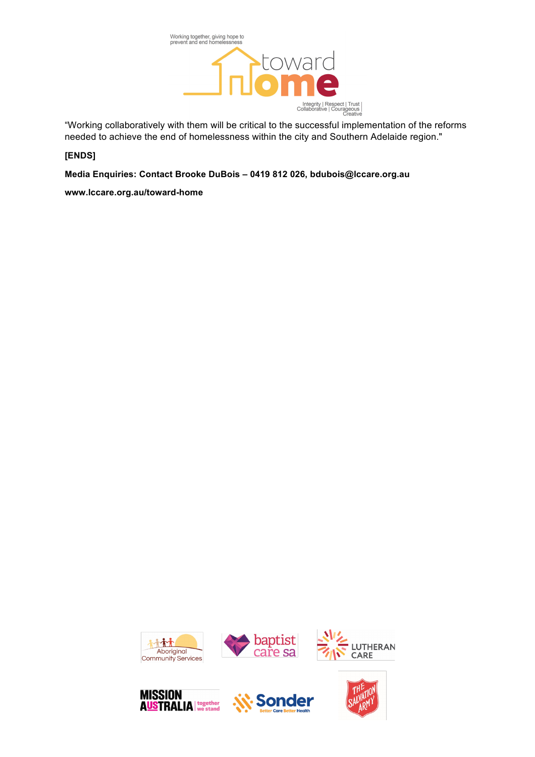“Working collaboratively with them will be critical to the successful implementation of the reforms needed to achieve the end of homelessness within the city and Southern Adelaide region."

**[ENDS]**

**Media Enquiries: Contact Brooke DuBois – 0419 812 026, bdubois@lccare.org.au**

**www.lccare.org.au/toward-home**